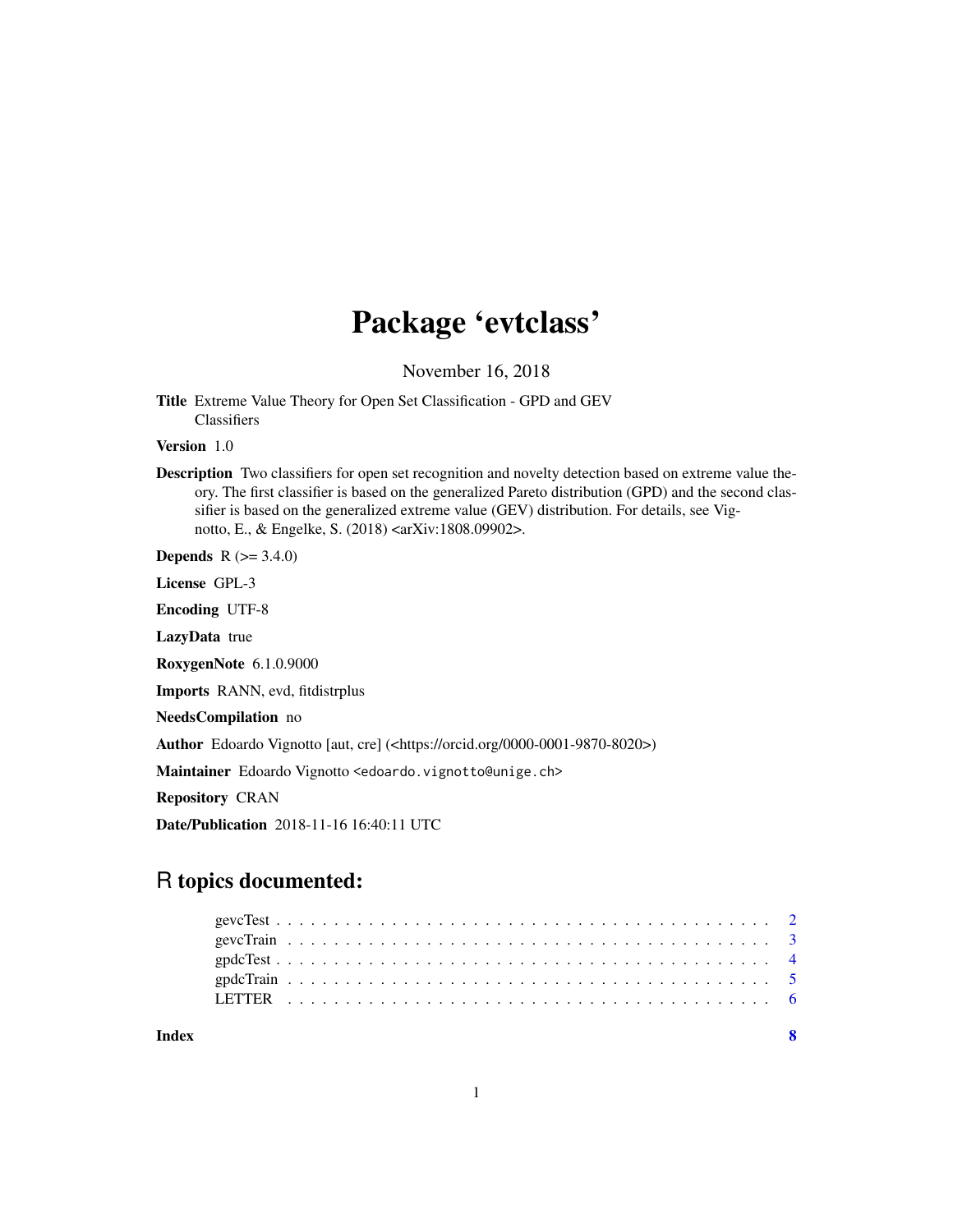# Package 'evtclass'

November 16, 2018

**Title** Extreme Value Theory for Open Set Classification - GPD and GEV Classifiers

**Version** 1.0

**Description** Two classifiers for open set recognition and novelty detection based on extreme value theory. The first classifier is based on the generalized Pareto distribution (GPD) and the second classifier is based on the generalized extreme value (GEV) distribution. For details, see Vignotto, E., & Engelke, S. (2018) <arXiv:1808.09902>.

**Depends** R (>= 3.4.0)

**License** GPL-3

**Encoding** UTF-8

**LazyData** true

**RoxygenNote** 6.1.0.9000

**Imports** RANN, evd, fitdistrplus

**NeedsCompilation** no

**Author** Edoardo Vignotto [aut, cre] (<https://orcid.org/0000-0001-9870-8020>)

**Maintainer** Edoardo Vignotto <edoardo.vignotto@unige.ch>

**Repository** CRAN

**Date/Publication** 2018-11-16 16:40:11 UTC

## R topics documented:

gevcTest . . . . . . . . . . . . . . . . . . . . . . . . . . . . . . . . . . . . . . . . . . 2
gevcTrain . . . . . . . . . . . . . . . . . . . . . . . . . . . . . . . . . . . . . . . . . 3
gpdcTest . . . . . . . . . . . . . . . . . . . . . . . . . . . . . . . . . . . . . . . . . . 4
gpdcTrain . . . . . . . . . . . . . . . . . . . . . . . . . . . . . . . . . . . . . . . . . 5
LETTER . . . . . . . . . . . . . . . . . . . . . . . . . . . . . . . . . . . . . . . . . . 6

**Index** **8**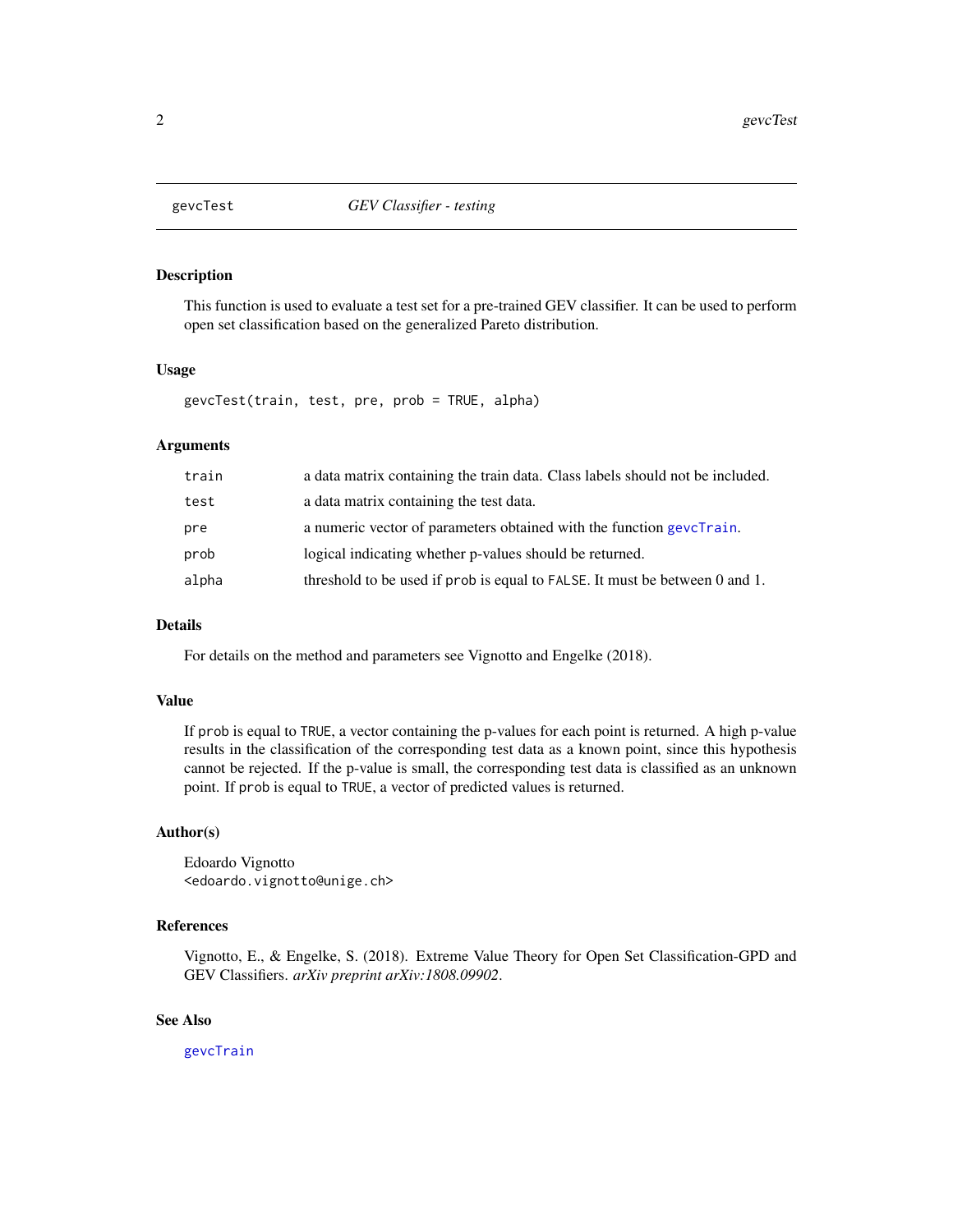## gevcTest — *GEV Classifier - testing*

### Description

This function is used to evaluate a test set for a pre-trained GEV classifier. It can be used to perform open set classification based on the generalized Pareto distribution.

### Usage

```
gevcTest(train, test, pre, prob = TRUE, alpha)
```

### Arguments

| | |
|---|---|
| `train` | a data matrix containing the train data. Class labels should not be included. |
| `test` | a data matrix containing the test data. |
| `pre` | a numeric vector of parameters obtained with the function `gevcTrain`. |
| `prob` | logical indicating whether p-values should be returned. |
| `alpha` | threshold to be used if `prob` is equal to `FALSE`. It must be between 0 and 1. |

### Details

For details on the method and parameters see Vignotto and Engelke (2018).

### Value

If `prob` is equal to `TRUE`, a vector containing the p-values for each point is returned. A high p-value results in the classification of the corresponding test data as a known point, since this hypothesis cannot be rejected. If the p-value is small, the corresponding test data is classified as an unknown point. If `prob` is equal to `TRUE`, a vector of predicted values is returned.

### Author(s)

Edoardo Vignotto
<edoardo.vignotto@unige.ch>

### References

Vignotto, E., & Engelke, S. (2018). Extreme Value Theory for Open Set Classification-GPD and GEV Classifiers. *arXiv preprint arXiv:1808.09902*.

### See Also

`gevcTrain`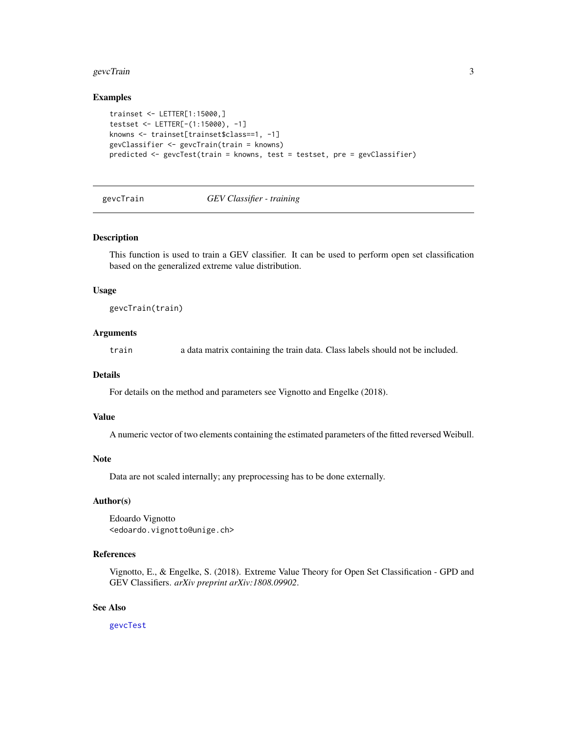## Examples

```
trainset <- LETTER[1:15000,]
testset <- LETTER[-(1:15000), -1]
knowns <- trainset[trainset$class==1, -1]
gevClassifier <- gevcTrain(train = knowns)
predicted <- gevcTest(train = knowns, test = testset, pre = gevClassifier)
```

---

# gevcTrain — *GEV Classifier - training*

## Description

This function is used to train a GEV classifier. It can be used to perform open set classification based on the generalized extreme value distribution.

## Usage

```
gevcTrain(train)
```

## Arguments

| | |
|---|---|
| `train` | a data matrix containing the train data. Class labels should not be included. |

## Details

For details on the method and parameters see Vignotto and Engelke (2018).

## Value

A numeric vector of two elements containing the estimated parameters of the fitted reversed Weibull.

## Note

Data are not scaled internally; any preprocessing has to be done externally.

## Author(s)

Edoardo Vignotto
<edoardo.vignotto@unige.ch>

## References

Vignotto, E., & Engelke, S. (2018). Extreme Value Theory for Open Set Classification - GPD and GEV Classifiers. *arXiv preprint arXiv:1808.09902*.

## See Also

gevcTest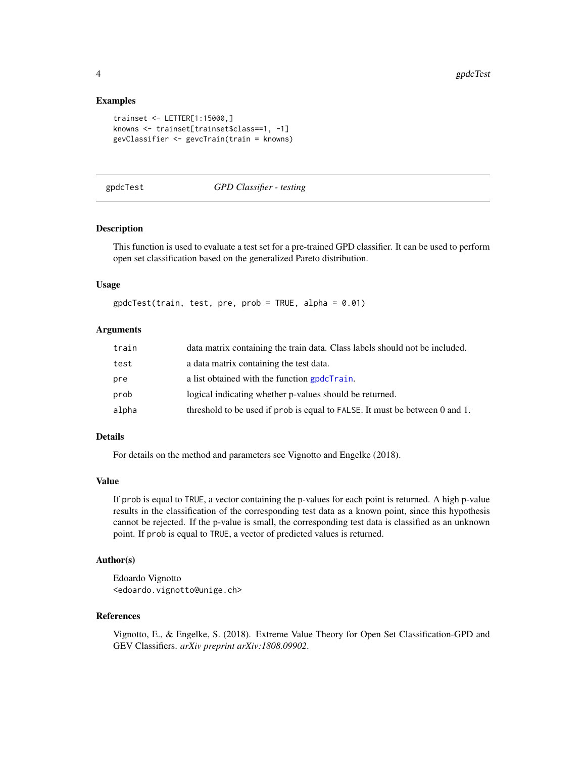## Examples

```
trainset <- LETTER[1:15000,]
knowns <- trainset[trainset$class==1, -1]
gevClassifier <- gevcTrain(train = knowns)
```

---

# gpdcTest — *GPD Classifier - testing*

### Description

This function is used to evaluate a test set for a pre-trained GPD classifier. It can be used to perform open set classification based on the generalized Pareto distribution.

### Usage

```
gpdcTest(train, test, pre, prob = TRUE, alpha = 0.01)
```

### Arguments

| | |
|---|---|
| `train` | data matrix containing the train data. Class labels should not be included. |
| `test` | a data matrix containing the test data. |
| `pre` | a list obtained with the function `gpdcTrain`. |
| `prob` | logical indicating whether p-values should be returned. |
| `alpha` | threshold to be used if `prob` is equal to `FALSE`. It must be between 0 and 1. |

### Details

For details on the method and parameters see Vignotto and Engelke (2018).

### Value

If `prob` is equal to `TRUE`, a vector containing the p-values for each point is returned. A high p-value results in the classification of the corresponding test data as a known point, since this hypothesis cannot be rejected. If the p-value is small, the corresponding test data is classified as an unknown point. If `prob` is equal to `TRUE`, a vector of predicted values is returned.

### Author(s)

Edoardo Vignotto
<edoardo.vignotto@unige.ch>

### References

Vignotto, E., & Engelke, S. (2018). Extreme Value Theory for Open Set Classification-GPD and GEV Classifiers. *arXiv preprint arXiv:1808.09902*.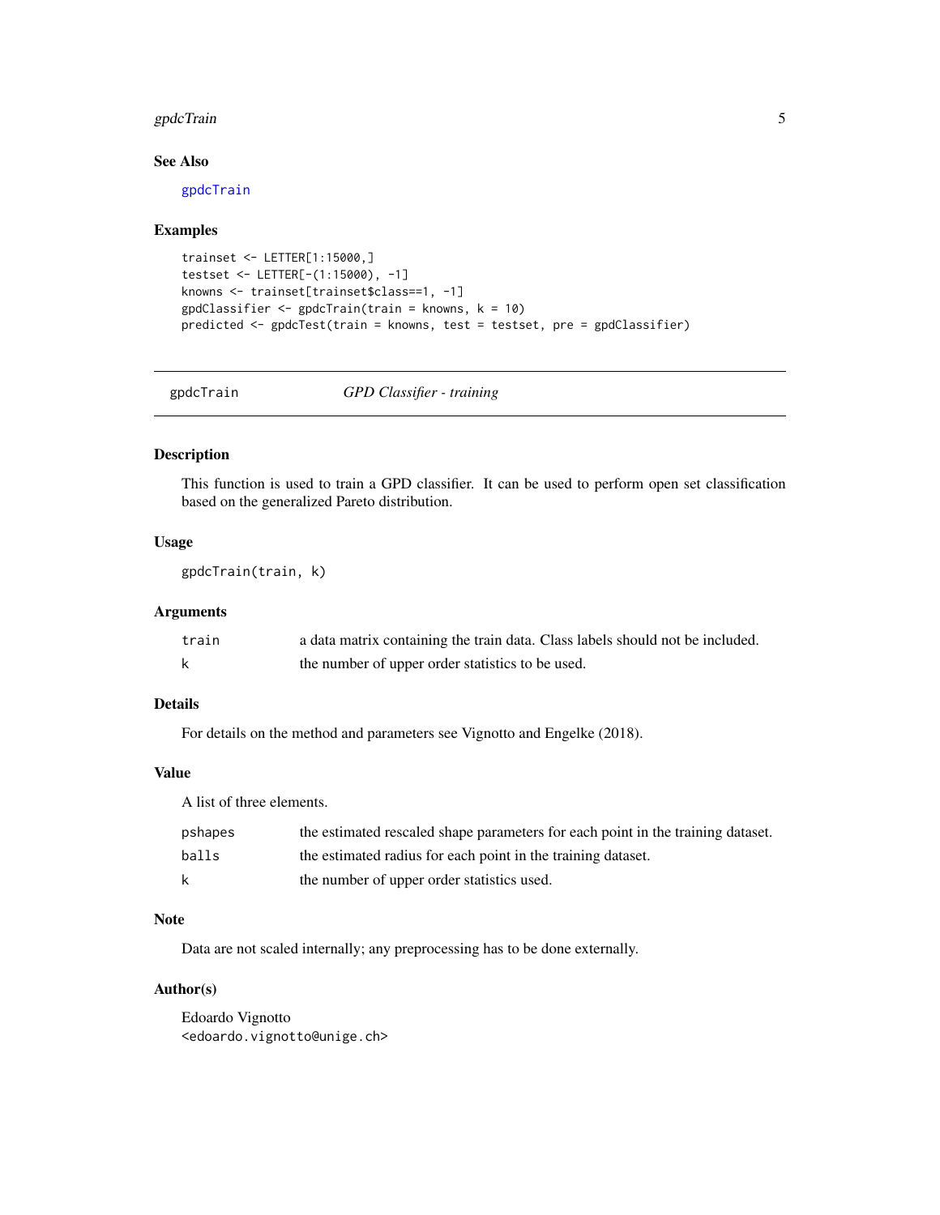### See Also

gpdcTrain

### Examples

```
trainset <- LETTER[1:15000,]
testset <- LETTER[-(1:15000), -1]
knowns <- trainset[trainset$class==1, -1]
gpdClassifier <- gpdcTrain(train = knowns, k = 10)
predicted <- gpdcTest(train = knowns, test = testset, pre = gpdClassifier)
```

---

## gpdcTrain — *GPD Classifier - training*

---

### Description

This function is used to train a GPD classifier. It can be used to perform open set classification based on the generalized Pareto distribution.

### Usage

```
gpdcTrain(train, k)
```

### Arguments

| | |
|---|---|
| `train` | a data matrix containing the train data. Class labels should not be included. |
| `k` | the number of upper order statistics to be used. |

### Details

For details on the method and parameters see Vignotto and Engelke (2018).

### Value

A list of three elements.

| | |
|---|---|
| `pshapes` | the estimated rescaled shape parameters for each point in the training dataset. |
| `balls` | the estimated radius for each point in the training dataset. |
| `k` | the number of upper order statistics used. |

### Note

Data are not scaled internally; any preprocessing has to be done externally.

### Author(s)

Edoardo Vignotto
<edoardo.vignotto@unige.ch>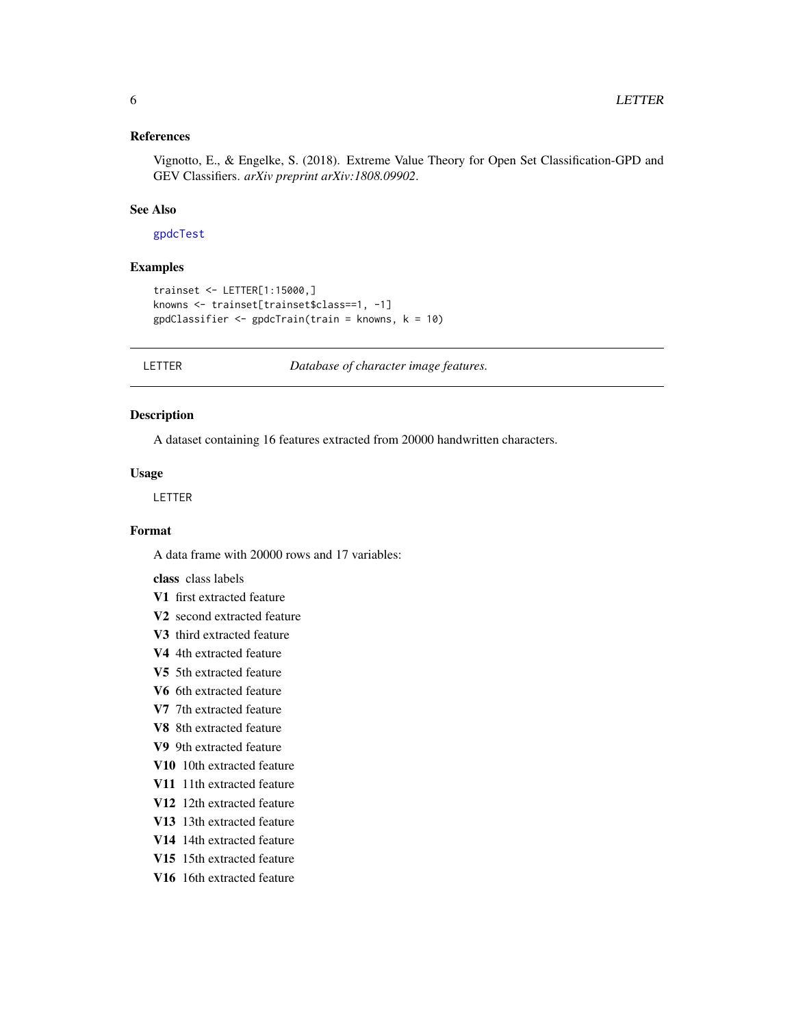### References

Vignotto, E., & Engelke, S. (2018). Extreme Value Theory for Open Set Classification-GPD and GEV Classifiers. *arXiv preprint arXiv:1808.09902*.

### See Also

gpdcTest

### Examples

```
trainset <- LETTER[1:15000,]
knowns <- trainset[trainset$class==1, -1]
gpdClassifier <- gpdcTrain(train = knowns, k = 10)
```

---

## LETTER — *Database of character image features.*

---

### Description

A dataset containing 16 features extracted from 20000 handwritten characters.

### Usage

```
LETTER
```

### Format

A data frame with 20000 rows and 17 variables:

- **class** class labels
- **V1** first extracted feature
- **V2** second extracted feature
- **V3** third extracted feature
- **V4** 4th extracted feature
- **V5** 5th extracted feature
- **V6** 6th extracted feature
- **V7** 7th extracted feature
- **V8** 8th extracted feature
- **V9** 9th extracted feature
- **V10** 10th extracted feature
- **V11** 11th extracted feature
- **V12** 12th extracted feature
- **V13** 13th extracted feature
- **V14** 14th extracted feature
- **V15** 15th extracted feature
- **V16** 16th extracted feature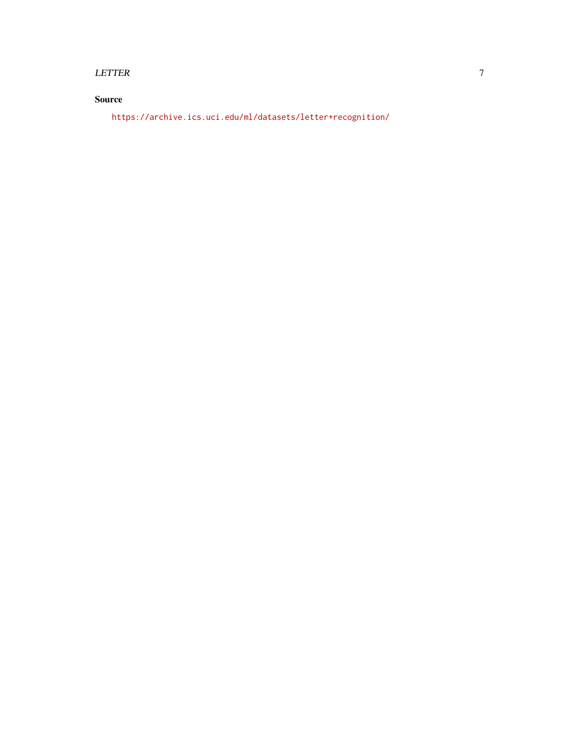## Source

https://archive.ics.uci.edu/ml/datasets/letter+recognition/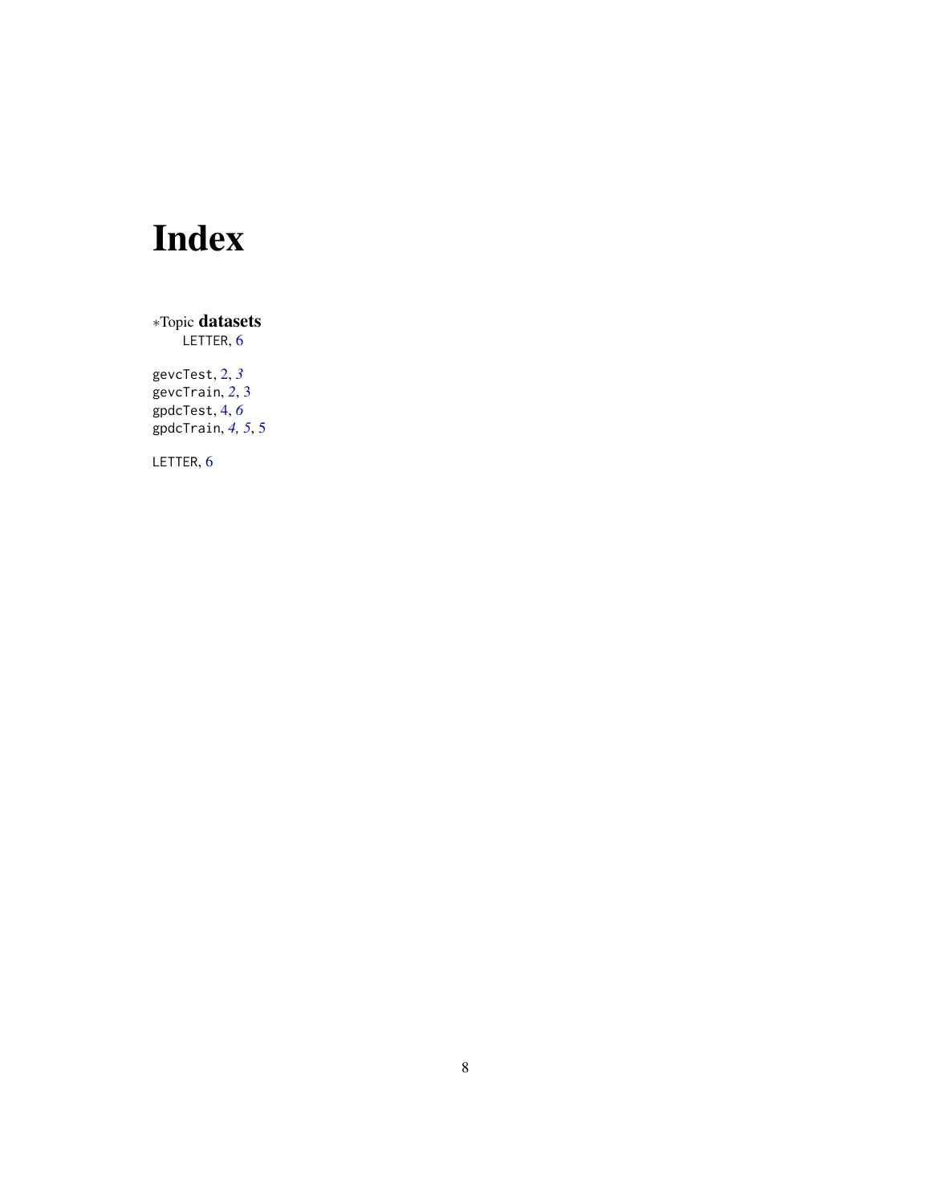# Index

∗Topic **datasets**
    LETTER, 6

gevcTest, 2, *3*
gevcTrain, *2*, 3
gpdcTest, 4, *6*
gpdcTrain, *4, 5*, 5

LETTER, 6